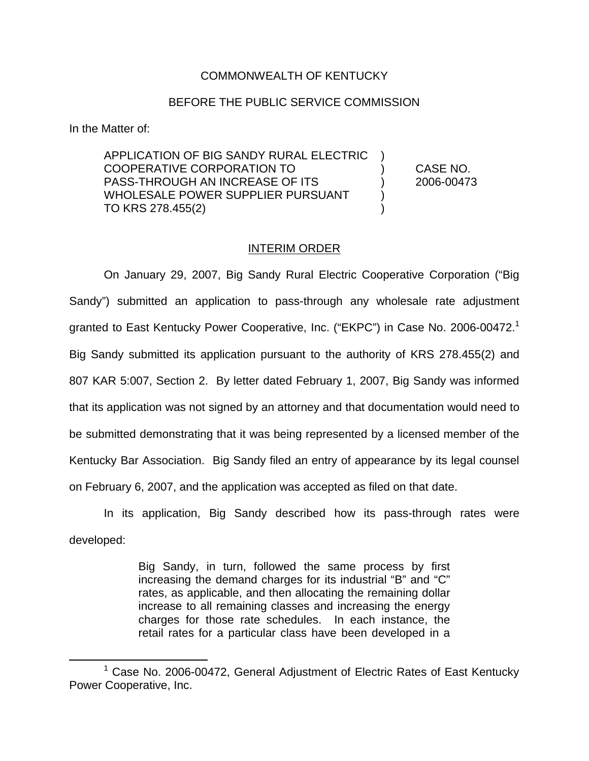COMMONWEALTH OF KENTUCKY

BEFORE THE PUBLIC SERVICE COMMISSION

In the Matter of:

| | | |
|---|---|---|
| APPLICATION OF BIG SANDY RURAL ELECTRIC COOPERATIVE CORPORATION TO PASS-THROUGH AN INCREASE OF ITS WHOLESALE POWER SUPPLIER PURSUANT TO KRS 278.455(2) | ) ) ) ) ) | CASE NO. 2006-00473 |

INTERIM ORDER

On January 29, 2007, Big Sandy Rural Electric Cooperative Corporation ("Big Sandy") submitted an application to pass-through any wholesale rate adjustment granted to East Kentucky Power Cooperative, Inc. ("EKPC") in Case No. 2006-00472.[1] Big Sandy submitted its application pursuant to the authority of KRS 278.455(2) and 807 KAR 5:007, Section 2. By letter dated February 1, 2007, Big Sandy was informed that its application was not signed by an attorney and that documentation would need to be submitted demonstrating that it was being represented by a licensed member of the Kentucky Bar Association. Big Sandy filed an entry of appearance by its legal counsel on February 6, 2007, and the application was accepted as filed on that date.

In its application, Big Sandy described how its pass-through rates were developed:

> Big Sandy, in turn, followed the same process by first increasing the demand charges for its industrial "B" and "C" rates, as applicable, and then allocating the remaining dollar increase to all remaining classes and increasing the energy charges for those rate schedules. In each instance, the retail rates for a particular class have been developed in a

[1] Case No. 2006-00472, General Adjustment of Electric Rates of East Kentucky Power Cooperative, Inc.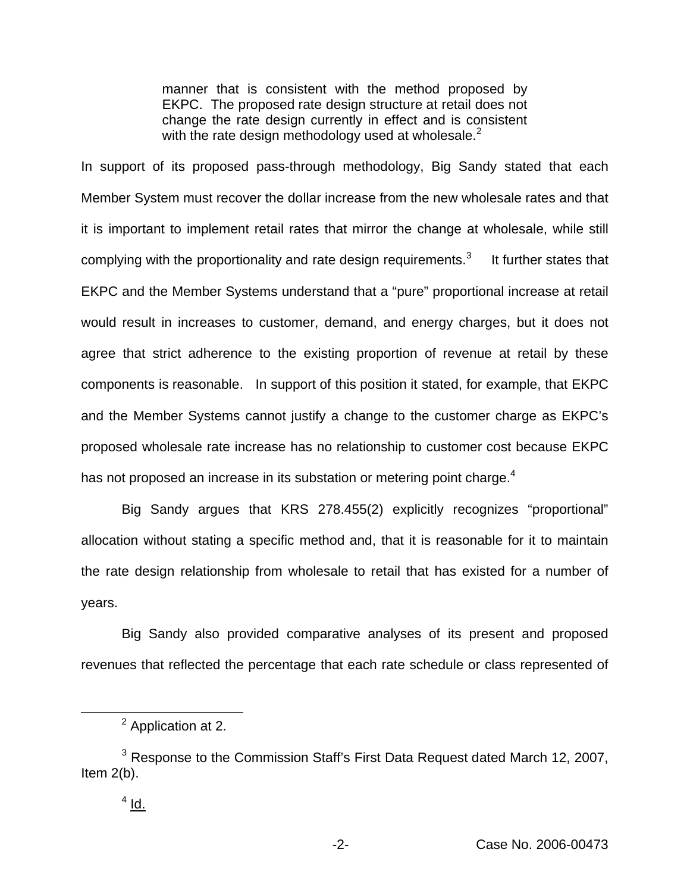> manner that is consistent with the method proposed by EKPC. The proposed rate design structure at retail does not change the rate design currently in effect and is consistent with the rate design methodology used at wholesale.[2]

In support of its proposed pass-through methodology, Big Sandy stated that each Member System must recover the dollar increase from the new wholesale rates and that it is important to implement retail rates that mirror the change at wholesale, while still complying with the proportionality and rate design requirements.[3] It further states that EKPC and the Member Systems understand that a "pure" proportional increase at retail would result in increases to customer, demand, and energy charges, but it does not agree that strict adherence to the existing proportion of revenue at retail by these components is reasonable. In support of this position it stated, for example, that EKPC and the Member Systems cannot justify a change to the customer charge as EKPC's proposed wholesale rate increase has no relationship to customer cost because EKPC has not proposed an increase in its substation or metering point charge.[4]

Big Sandy argues that KRS 278.455(2) explicitly recognizes "proportional" allocation without stating a specific method and, that it is reasonable for it to maintain the rate design relationship from wholesale to retail that has existed for a number of years.

Big Sandy also provided comparative analyses of its present and proposed revenues that reflected the percentage that each rate schedule or class represented of

---

[2] Application at 2.

[3] Response to the Commission Staff's First Data Request dated March 12, 2007, Item 2(b).

[4] Id.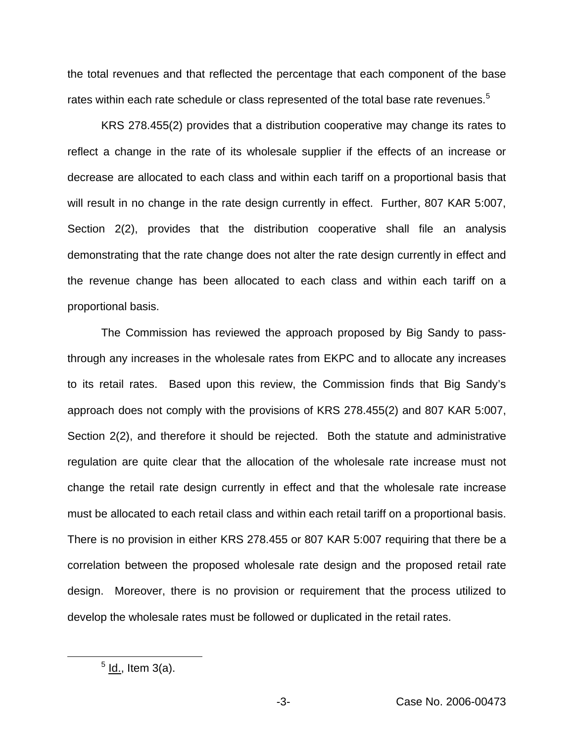the total revenues and that reflected the percentage that each component of the base rates within each rate schedule or class represented of the total base rate revenues.[5]

KRS 278.455(2) provides that a distribution cooperative may change its rates to reflect a change in the rate of its wholesale supplier if the effects of an increase or decrease are allocated to each class and within each tariff on a proportional basis that will result in no change in the rate design currently in effect. Further, 807 KAR 5:007, Section 2(2), provides that the distribution cooperative shall file an analysis demonstrating that the rate change does not alter the rate design currently in effect and the revenue change has been allocated to each class and within each tariff on a proportional basis.

The Commission has reviewed the approach proposed by Big Sandy to pass-through any increases in the wholesale rates from EKPC and to allocate any increases to its retail rates. Based upon this review, the Commission finds that Big Sandy's approach does not comply with the provisions of KRS 278.455(2) and 807 KAR 5:007, Section 2(2), and therefore it should be rejected. Both the statute and administrative regulation are quite clear that the allocation of the wholesale rate increase must not change the retail rate design currently in effect and that the wholesale rate increase must be allocated to each retail class and within each retail tariff on a proportional basis. There is no provision in either KRS 278.455 or 807 KAR 5:007 requiring that there be a correlation between the proposed wholesale rate design and the proposed retail rate design. Moreover, there is no provision or requirement that the process utilized to develop the wholesale rates must be followed or duplicated in the retail rates.

[5] Id., Item 3(a).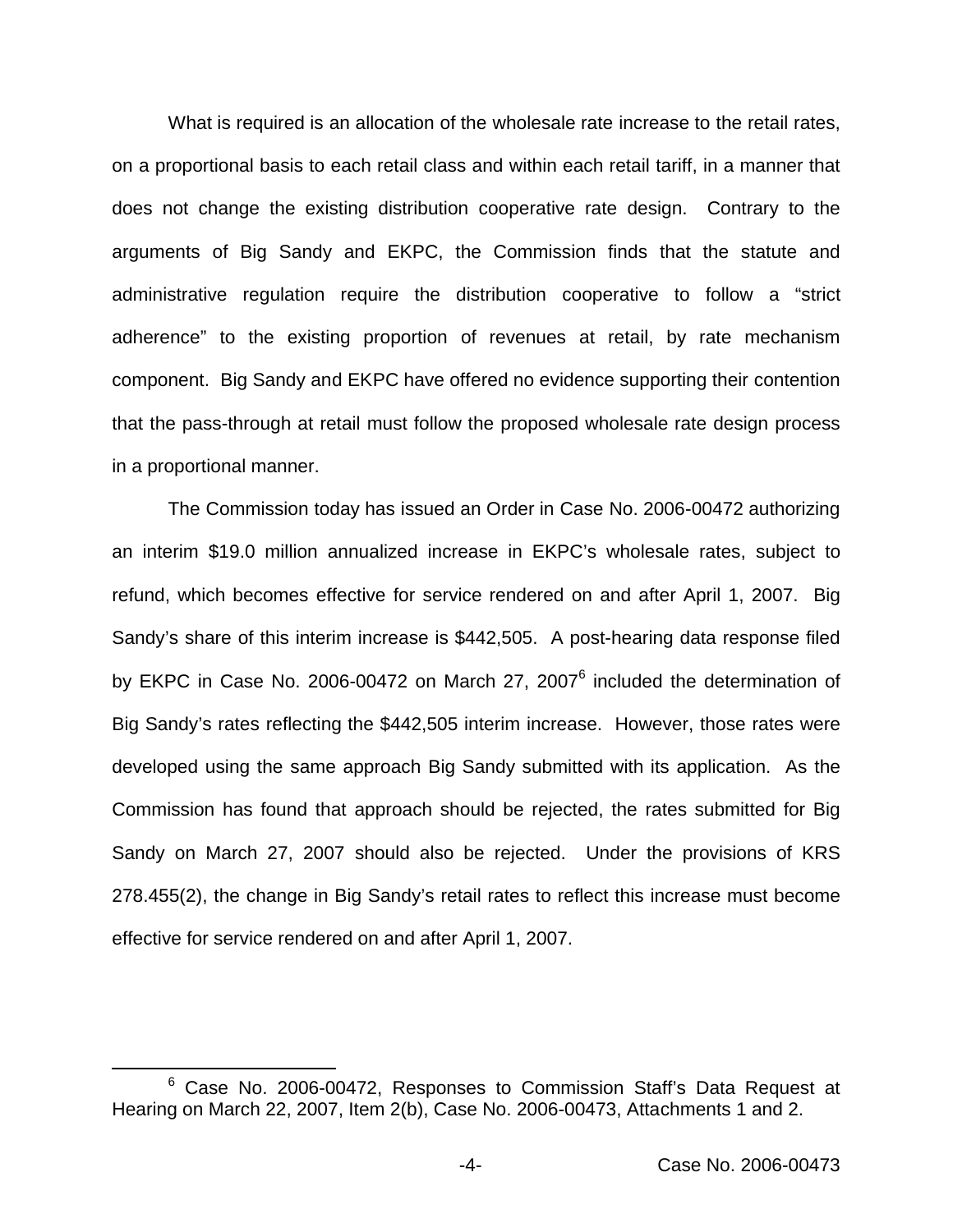What is required is an allocation of the wholesale rate increase to the retail rates, on a proportional basis to each retail class and within each retail tariff, in a manner that does not change the existing distribution cooperative rate design. Contrary to the arguments of Big Sandy and EKPC, the Commission finds that the statute and administrative regulation require the distribution cooperative to follow a "strict adherence" to the existing proportion of revenues at retail, by rate mechanism component. Big Sandy and EKPC have offered no evidence supporting their contention that the pass-through at retail must follow the proposed wholesale rate design process in a proportional manner.

The Commission today has issued an Order in Case No. 2006-00472 authorizing an interim $19.0 million annualized increase in EKPC's wholesale rates, subject to refund, which becomes effective for service rendered on and after April 1, 2007. Big Sandy's share of this interim increase is $442,505. A post-hearing data response filed by EKPC in Case No. 2006-00472 on March 27, 2007[6] included the determination of Big Sandy's rates reflecting the $442,505 interim increase. However, those rates were developed using the same approach Big Sandy submitted with its application. As the Commission has found that approach should be rejected, the rates submitted for Big Sandy on March 27, 2007 should also be rejected. Under the provisions of KRS 278.455(2), the change in Big Sandy's retail rates to reflect this increase must become effective for service rendered on and after April 1, 2007.

[6] Case No. 2006-00472, Responses to Commission Staff's Data Request at Hearing on March 22, 2007, Item 2(b), Case No. 2006-00473, Attachments 1 and 2.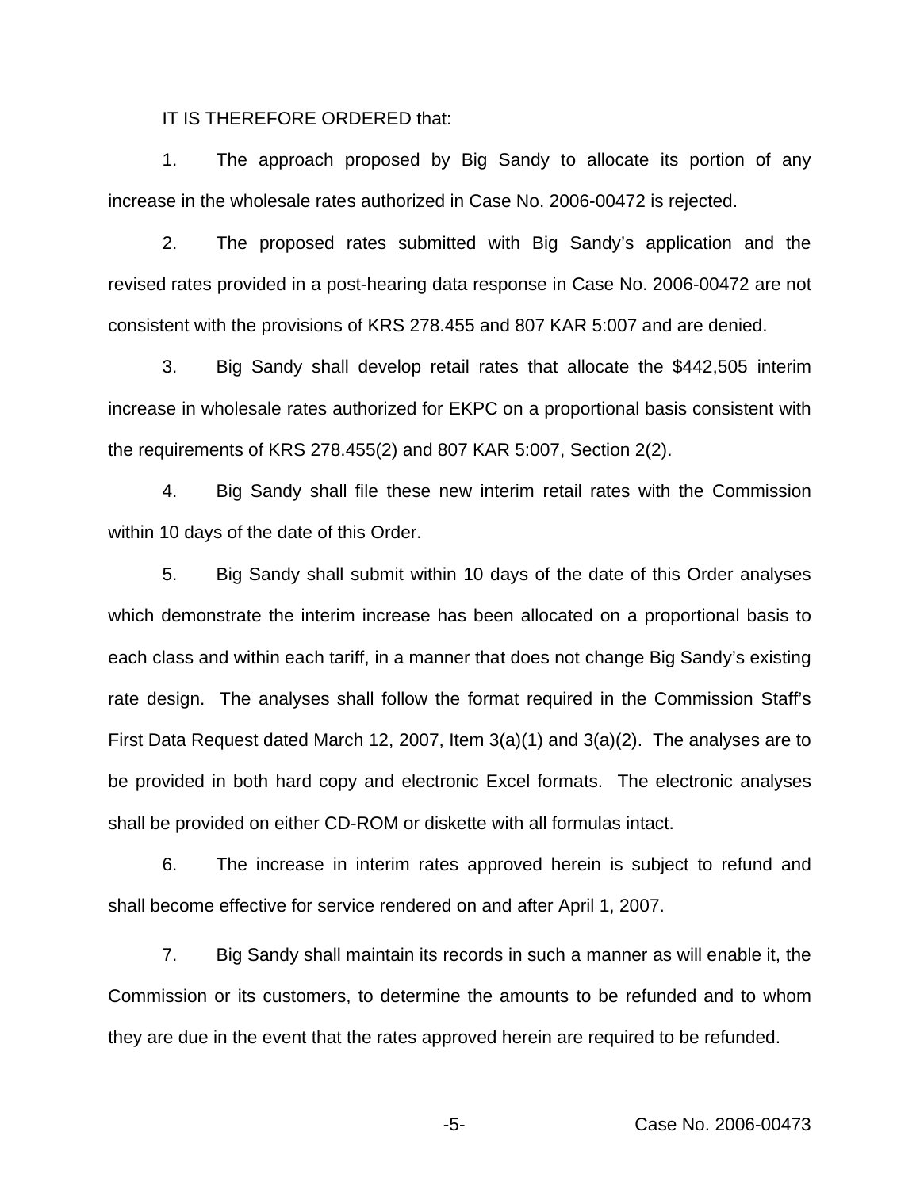IT IS THEREFORE ORDERED that:

1. The approach proposed by Big Sandy to allocate its portion of any increase in the wholesale rates authorized in Case No. 2006-00472 is rejected.

2. The proposed rates submitted with Big Sandy's application and the revised rates provided in a post-hearing data response in Case No. 2006-00472 are not consistent with the provisions of KRS 278.455 and 807 KAR 5:007 and are denied.

3. Big Sandy shall develop retail rates that allocate the $442,505 interim increase in wholesale rates authorized for EKPC on a proportional basis consistent with the requirements of KRS 278.455(2) and 807 KAR 5:007, Section 2(2).

4. Big Sandy shall file these new interim retail rates with the Commission within 10 days of the date of this Order.

5. Big Sandy shall submit within 10 days of the date of this Order analyses which demonstrate the interim increase has been allocated on a proportional basis to each class and within each tariff, in a manner that does not change Big Sandy's existing rate design. The analyses shall follow the format required in the Commission Staff's First Data Request dated March 12, 2007, Item 3(a)(1) and 3(a)(2). The analyses are to be provided in both hard copy and electronic Excel formats. The electronic analyses shall be provided on either CD-ROM or diskette with all formulas intact.

6. The increase in interim rates approved herein is subject to refund and shall become effective for service rendered on and after April 1, 2007.

7. Big Sandy shall maintain its records in such a manner as will enable it, the Commission or its customers, to determine the amounts to be refunded and to whom they are due in the event that the rates approved herein are required to be refunded.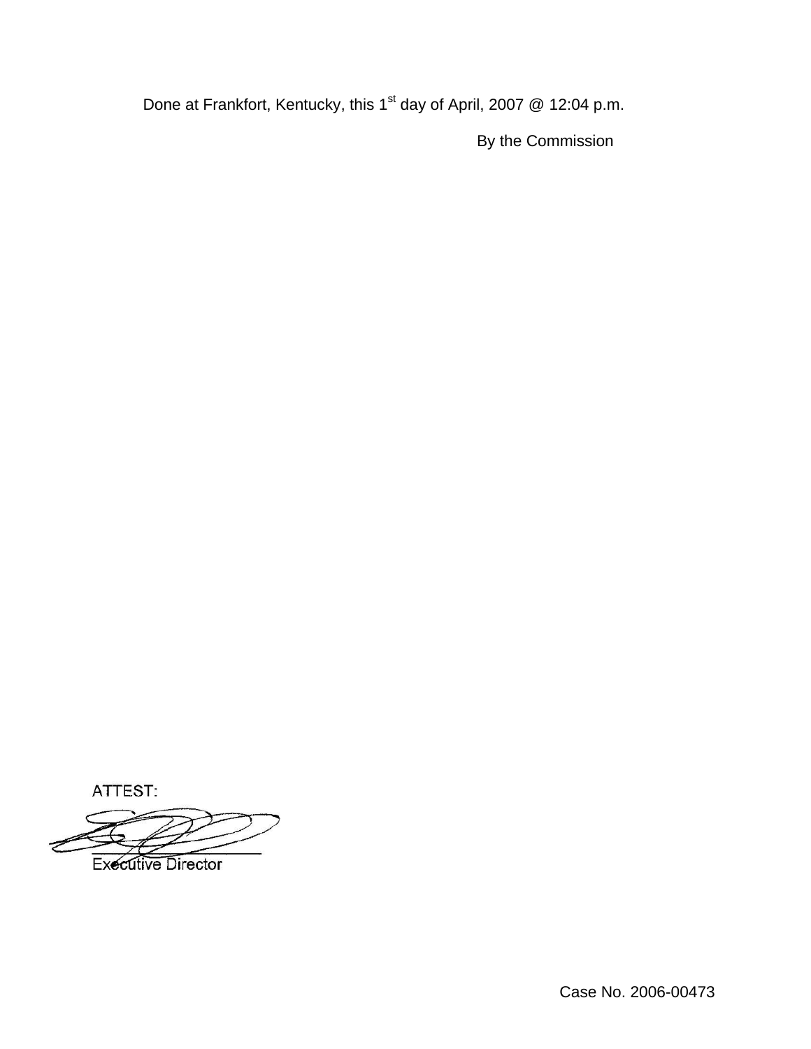Done at Frankfort, Kentucky, this 1st day of April, 2007 @ 12:04 p.m.

By the Commission

ATTEST:

Executive Director

Case No. 2006-00473